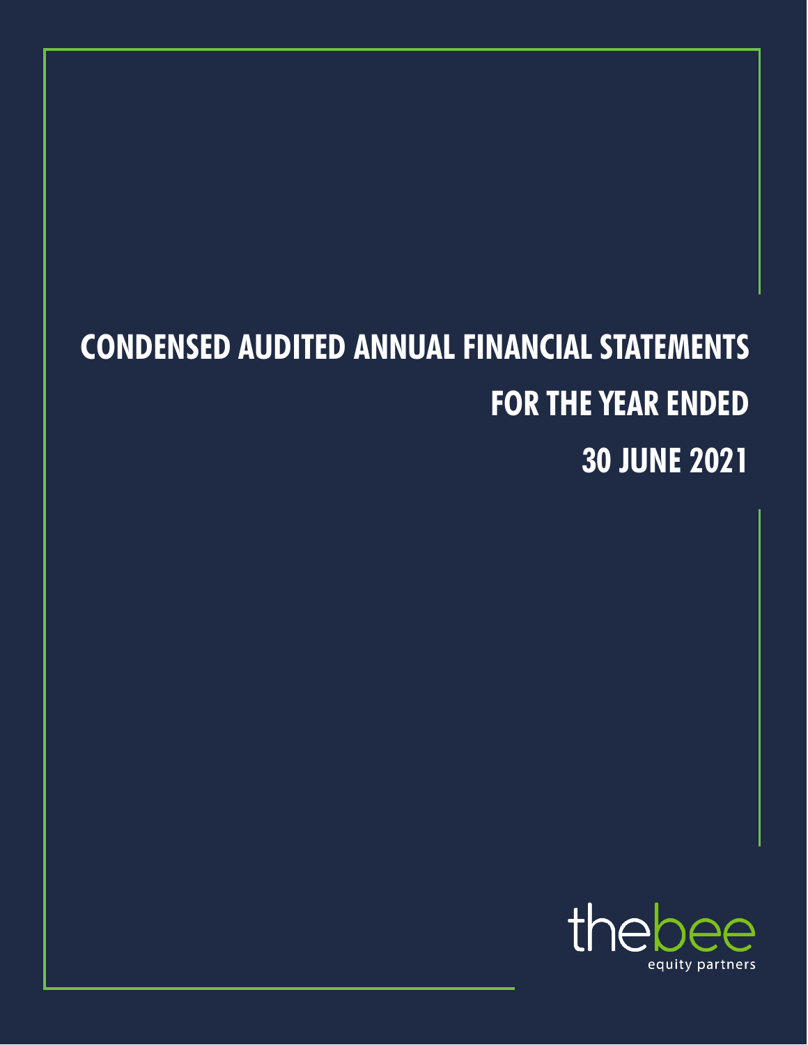# CONDENSED AUDITED ANNUAL FINANCIAL STATEMENTS

## FOR THE YEAR ENDED

## 30 JUNE 2021

thebee

equity partners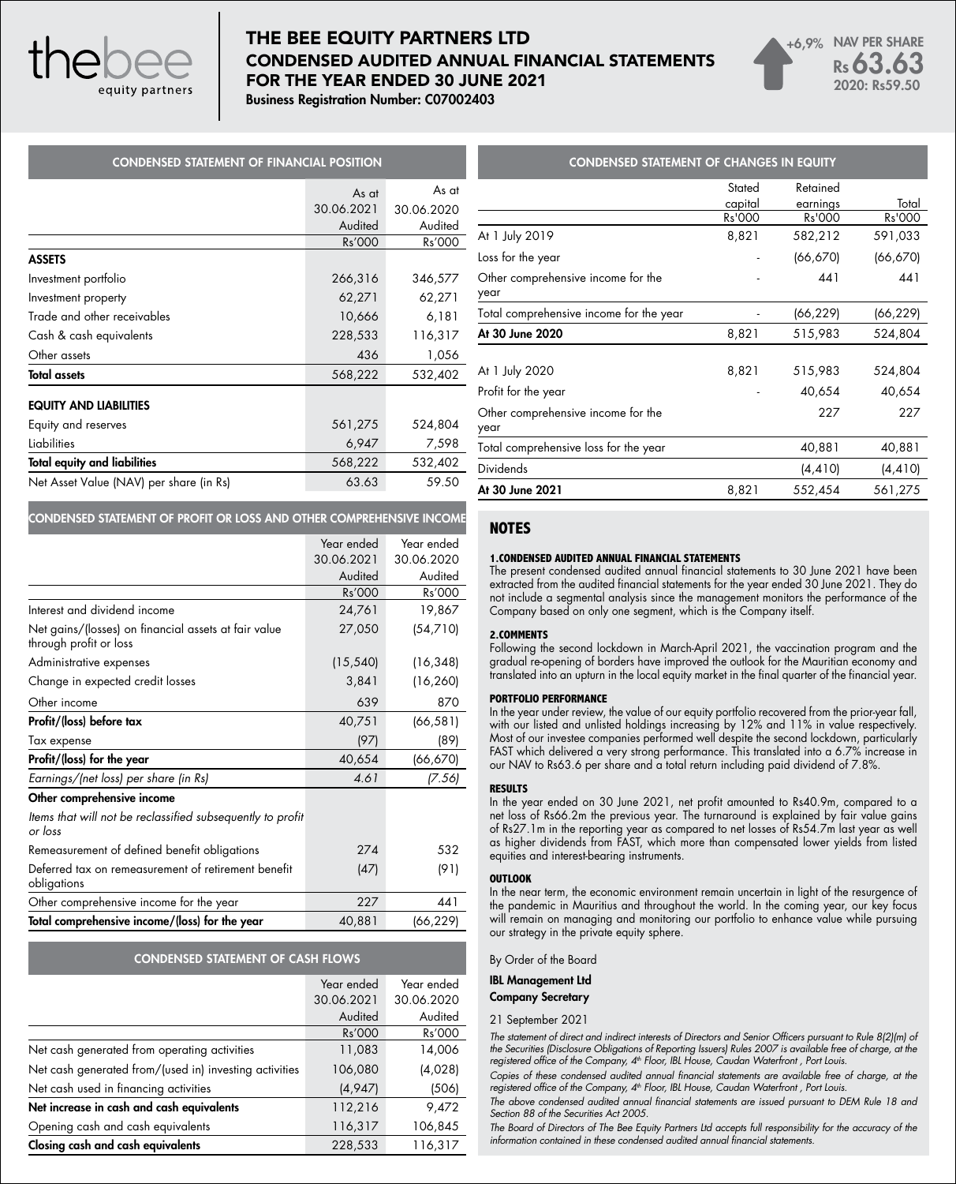# THE BEE EQUITY PARTNERS LTD
## CONDENSED AUDITED ANNUAL FINANCIAL STATEMENTS FOR THE YEAR ENDED 30 JUNE 2021

**Business Registration Number: C07002403**

+6,9% NAV PER SHARE **Rs 63.63** 2020: Rs59.50

### CONDENSED STATEMENT OF FINANCIAL POSITION

| | As at 30.06.2021 Audited Rs'000 | As at 30.06.2020 Audited Rs'000 |
|---|---|---|
| **ASSETS** | | |
| Investment portfolio | 266,316 | 346,577 |
| Investment property | 62,271 | 62,271 |
| Trade and other receivables | 10,666 | 6,181 |
| Cash & cash equivalents | 228,533 | 116,317 |
| Other assets | 436 | 1,056 |
| **Total assets** | 568,222 | 532,402 |
| **EQUITY AND LIABILITIES** | | |
| Equity and reserves | 561,275 | 524,804 |
| Liabilities | 6,947 | 7,598 |
| **Total equity and liabilities** | 568,222 | 532,402 |
| Net Asset Value (NAV) per share (in Rs) | 63.63 | 59.50 |

### CONDENSED STATEMENT OF PROFIT OR LOSS AND OTHER COMPREHENSIVE INCOME

| | Year ended 30.06.2021 Audited Rs'000 | Year ended 30.06.2020 Audited Rs'000 |
|---|---|---|
| Interest and dividend income | 24,761 | 19,867 |
| Net gains/(losses) on financial assets at fair value through profit or loss | 27,050 | (54,710) |
| Administrative expenses | (15,540) | (16,348) |
| Change in expected credit losses | 3,841 | (16,260) |
| Other income | 639 | 870 |
| **Profit/(loss) before tax** | 40,751 | (66,581) |
| Tax expense | (97) | (89) |
| **Profit/(loss) for the year** | 40,654 | (66,670) |
| *Earnings/(net loss) per share (in Rs)* | *4.61* | *(7.56)* |
| **Other comprehensive income** | | |
| *Items that will not be reclassified subsequently to profit or loss* | | |
| Remeasurement of defined benefit obligations | 274 | 532 |
| Deferred tax on remeasurement of retirement benefit obligations | (47) | (91) |
| Other comprehensive income for the year | 227 | 441 |
| **Total comprehensive income/(loss) for the year** | 40,881 | (66,229) |

### CONDENSED STATEMENT OF CASH FLOWS

| | Year ended 30.06.2021 Audited Rs'000 | Year ended 30.06.2020 Audited Rs'000 |
|---|---|---|
| Net cash generated from operating activities | 11,083 | 14,006 |
| Net cash generated from/(used in) investing activities | 106,080 | (4,028) |
| Net cash used in financing activities | (4,947) | (506) |
| **Net increase in cash and cash equivalents** | 112,216 | 9,472 |
| Opening cash and cash equivalents | 116,317 | 106,845 |
| **Closing cash and cash equivalents** | 228,533 | 116,317 |

### CONDENSED STATEMENT OF CHANGES IN EQUITY

| | Stated capital Rs'000 | Retained earnings Rs'000 | Total Rs'000 |
|---|---|---|---|
| At 1 July 2019 | 8,821 | 582,212 | 591,033 |
| Loss for the year | - | (66,670) | (66,670) |
| Other comprehensive income for the year | - | 441 | 441 |
| Total comprehensive income for the year | - | (66,229) | (66,229) |
| **At 30 June 2020** | 8,821 | 515,983 | 524,804 |
| At 1 July 2020 | 8,821 | 515,983 | 524,804 |
| Profit for the year | - | 40,654 | 40,654 |
| Other comprehensive income for the year | | 227 | 227 |
| Total comprehensive loss for the year | | 40,881 | 40,881 |
| Dividends | | (4,410) | (4,410) |
| **At 30 June 2021** | 8,821 | 552,454 | 561,275 |

## NOTES

**1.CONDENSED AUDITED ANNUAL FINANCIAL STATEMENTS**

The present condensed audited annual financial statements to 30 June 2021 have been extracted from the audited financial statements for the year ended 30 June 2021. They do not include a segmental analysis since the management monitors the performance of the Company based on only one segment, which is the Company itself.

**2.COMMENTS**

Following the second lockdown in March-April 2021, the vaccination program and the gradual re-opening of borders have improved the outlook for the Mauritian economy and translated into an upturn in the local equity market in the final quarter of the financial year.

**PORTFOLIO PERFORMANCE**

In the year under review, the value of our equity portfolio recovered from the prior-year fall, with our listed and unlisted holdings increasing by 12% and 11% in value respectively. Most of our investee companies performed well despite the second lockdown, particularly FAST which delivered a very strong performance. This translated into a 6.7% increase in our NAV to Rs63.6 per share and a total return including paid dividend of 7.8%.

**RESULTS**

In the year ended on 30 June 2021, net profit amounted to Rs40.9m, compared to a net loss of Rs66.2m the previous year. The turnaround is explained by fair value gains of Rs27.1m in the reporting year as compared to net losses of Rs54.7m last year as well as higher dividends from FAST, which more than compensated lower yields from listed equities and interest-bearing instruments.

**OUTLOOK**

In the near term, the economic environment remain uncertain in light of the resurgence of the pandemic in Mauritius and throughout the world. In the coming year, our key focus will remain on managing and monitoring our portfolio to enhance value while pursuing our strategy in the private equity sphere.

By Order of the Board

**IBL Management Ltd**
**Company Secretary**

21 September 2021

*The statement of direct and indirect interests of Directors and Senior Officers pursuant to Rule 8(2)(m) of the Securities (Disclosure Obligations of Reporting Issuers) Rules 2007 is available free of charge, at the registered office of the Company, 4th Floor, IBL House, Caudan Waterfront , Port Louis.*

*Copies of these condensed audited annual financial statements are available free of charge, at the registered office of the Company, 4th Floor, IBL House, Caudan Waterfront , Port Louis.*

*The above condensed audited annual financial statements are issued pursuant to DEM Rule 18 and Section 88 of the Securities Act 2005.*

*The Board of Directors of The Bee Equity Partners Ltd accepts full responsibility for the accuracy of the information contained in these condensed audited annual financial statements.*